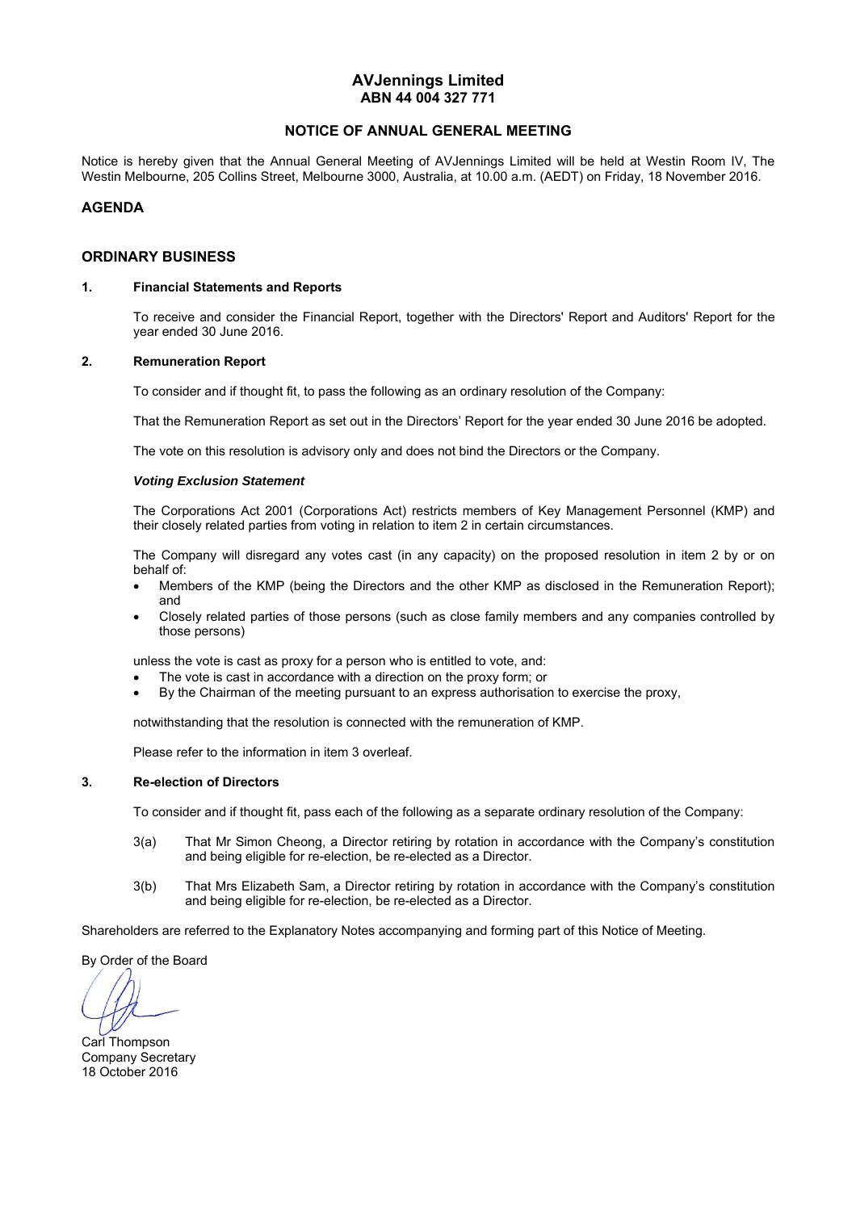# AVJennings Limited
## ABN 44 004 327 771

## NOTICE OF ANNUAL GENERAL MEETING

Notice is hereby given that the Annual General Meeting of AVJennings Limited will be held at Westin Room IV, The Westin Melbourne, 205 Collins Street, Melbourne 3000, Australia, at 10.00 a.m. (AEDT) on Friday, 18 November 2016.

## AGENDA

## ORDINARY BUSINESS

### 1. Financial Statements and Reports

To receive and consider the Financial Report, together with the Directors' Report and Auditors' Report for the year ended 30 June 2016.

### 2. Remuneration Report

To consider and if thought fit, to pass the following as an ordinary resolution of the Company:

That the Remuneration Report as set out in the Directors' Report for the year ended 30 June 2016 be adopted.

The vote on this resolution is advisory only and does not bind the Directors or the Company.

***Voting Exclusion Statement***

The Corporations Act 2001 (Corporations Act) restricts members of Key Management Personnel (KMP) and their closely related parties from voting in relation to item 2 in certain circumstances.

The Company will disregard any votes cast (in any capacity) on the proposed resolution in item 2 by or on behalf of:

- Members of the KMP (being the Directors and the other KMP as disclosed in the Remuneration Report); and
- Closely related parties of those persons (such as close family members and any companies controlled by those persons)

unless the vote is cast as proxy for a person who is entitled to vote, and:

- The vote is cast in accordance with a direction on the proxy form; or
- By the Chairman of the meeting pursuant to an express authorisation to exercise the proxy,

notwithstanding that the resolution is connected with the remuneration of KMP.

Please refer to the information in item 3 overleaf.

### 3. Re-election of Directors

To consider and if thought fit, pass each of the following as a separate ordinary resolution of the Company:

3(a) That Mr Simon Cheong, a Director retiring by rotation in accordance with the Company's constitution and being eligible for re-election, be re-elected as a Director.

3(b) That Mrs Elizabeth Sam, a Director retiring by rotation in accordance with the Company's constitution and being eligible for re-election, be re-elected as a Director.

Shareholders are referred to the Explanatory Notes accompanying and forming part of this Notice of Meeting.

By Order of the Board

Carl Thompson
Company Secretary
18 October 2016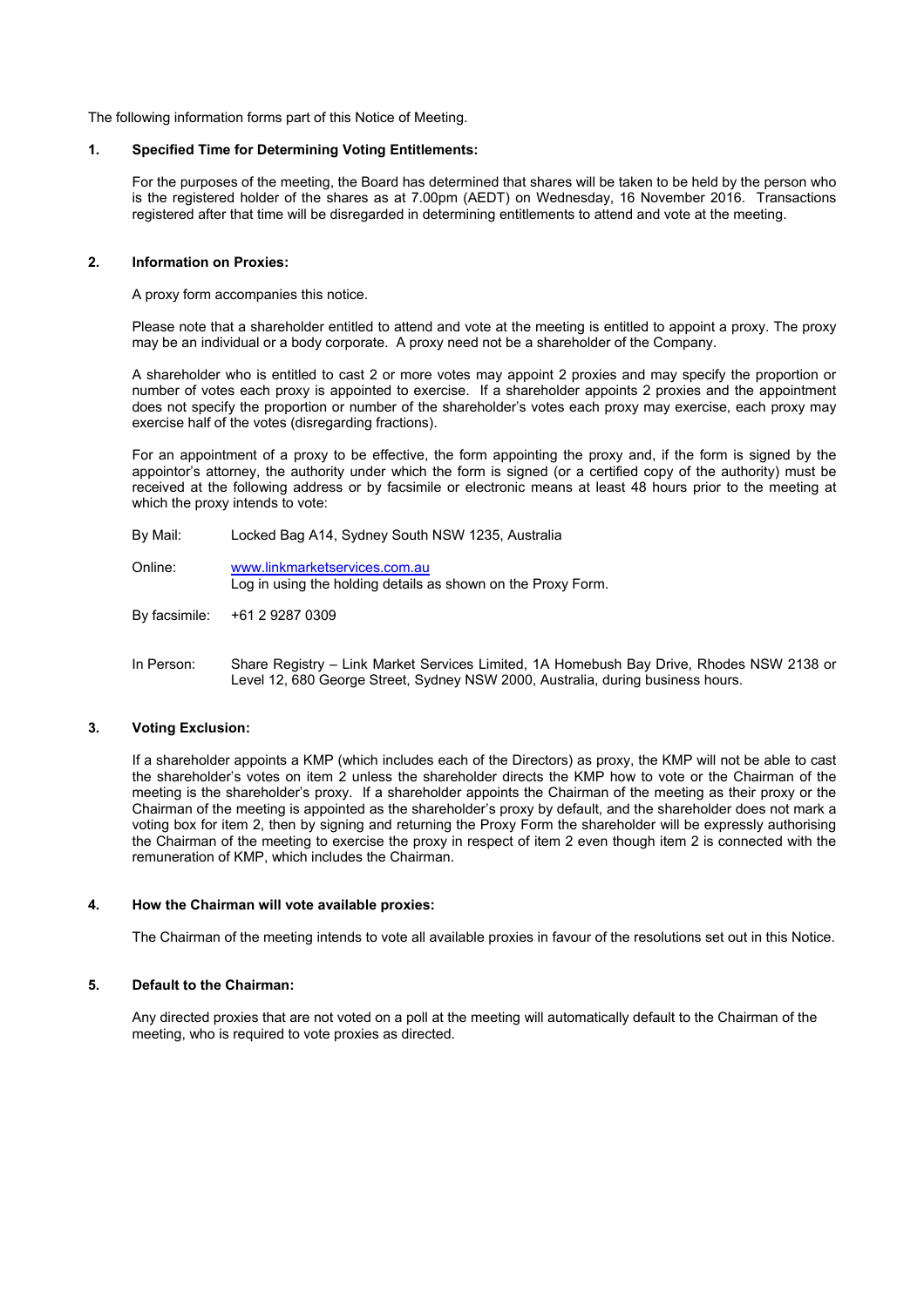The following information forms part of this Notice of Meeting.

**1. Specified Time for Determining Voting Entitlements:**

For the purposes of the meeting, the Board has determined that shares will be taken to be held by the person who is the registered holder of the shares as at 7.00pm (AEDT) on Wednesday, 16 November 2016. Transactions registered after that time will be disregarded in determining entitlements to attend and vote at the meeting.

**2. Information on Proxies:**

A proxy form accompanies this notice.

Please note that a shareholder entitled to attend and vote at the meeting is entitled to appoint a proxy. The proxy may be an individual or a body corporate. A proxy need not be a shareholder of the Company.

A shareholder who is entitled to cast 2 or more votes may appoint 2 proxies and may specify the proportion or number of votes each proxy is appointed to exercise. If a shareholder appoints 2 proxies and the appointment does not specify the proportion or number of the shareholder's votes each proxy may exercise, each proxy may exercise half of the votes (disregarding fractions).

For an appointment of a proxy to be effective, the form appointing the proxy and, if the form is signed by the appointor's attorney, the authority under which the form is signed (or a certified copy of the authority) must be received at the following address or by facsimile or electronic means at least 48 hours prior to the meeting at which the proxy intends to vote:

By Mail: Locked Bag A14, Sydney South NSW 1235, Australia

Online: www.linkmarketservices.com.au
Log in using the holding details as shown on the Proxy Form.

By facsimile: +61 2 9287 0309

In Person: Share Registry – Link Market Services Limited, 1A Homebush Bay Drive, Rhodes NSW 2138 or Level 12, 680 George Street, Sydney NSW 2000, Australia, during business hours.

**3. Voting Exclusion:**

If a shareholder appoints a KMP (which includes each of the Directors) as proxy, the KMP will not be able to cast the shareholder's votes on item 2 unless the shareholder directs the KMP how to vote or the Chairman of the meeting is the shareholder's proxy. If a shareholder appoints the Chairman of the meeting as their proxy or the Chairman of the meeting is appointed as the shareholder's proxy by default, and the shareholder does not mark a voting box for item 2, then by signing and returning the Proxy Form the shareholder will be expressly authorising the Chairman of the meeting to exercise the proxy in respect of item 2 even though item 2 is connected with the remuneration of KMP, which includes the Chairman.

**4. How the Chairman will vote available proxies:**

The Chairman of the meeting intends to vote all available proxies in favour of the resolutions set out in this Notice.

**5. Default to the Chairman:**

Any directed proxies that are not voted on a poll at the meeting will automatically default to the Chairman of the meeting, who is required to vote proxies as directed.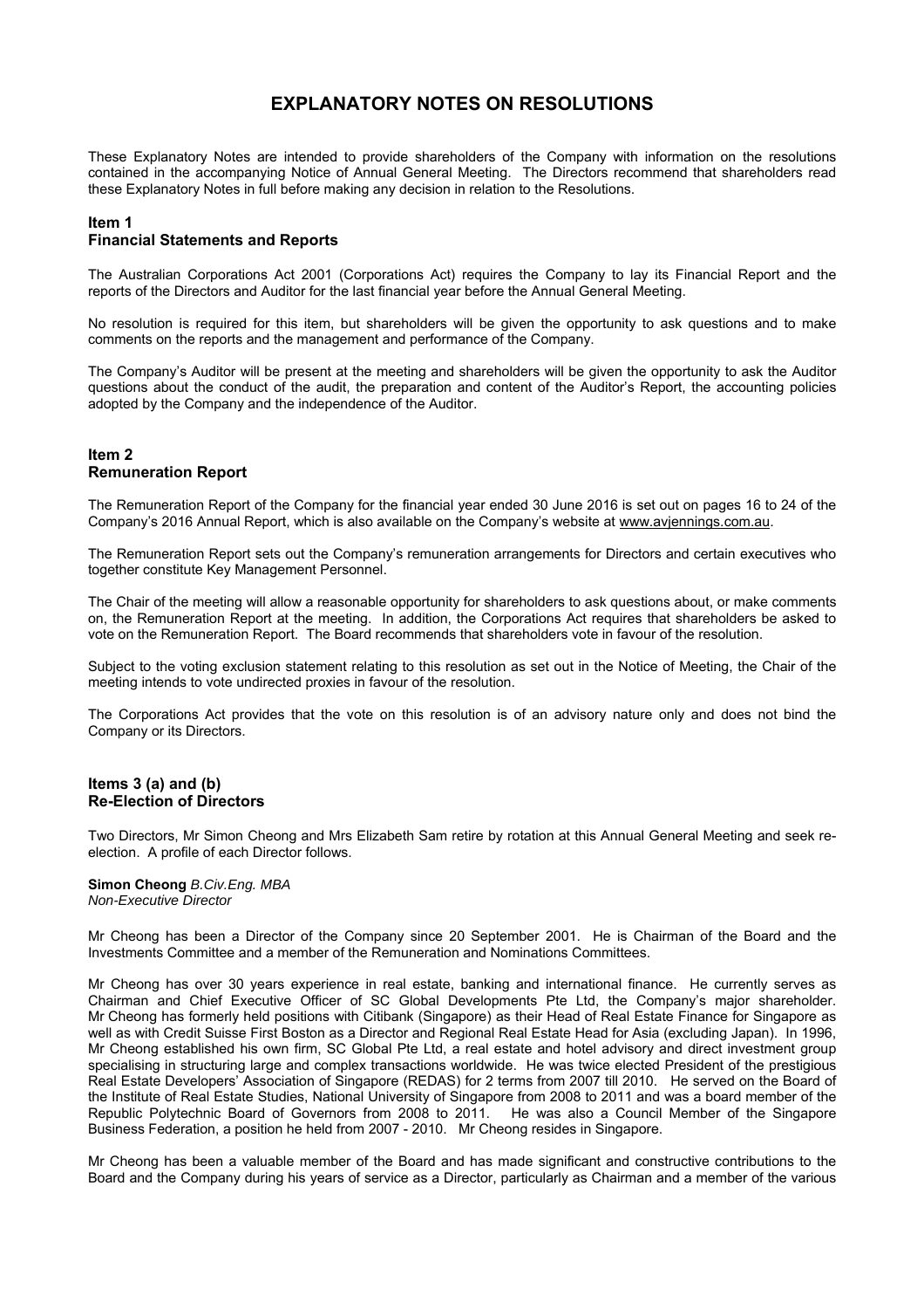# EXPLANATORY NOTES ON RESOLUTIONS

These Explanatory Notes are intended to provide shareholders of the Company with information on the resolutions contained in the accompanying Notice of Annual General Meeting. The Directors recommend that shareholders read these Explanatory Notes in full before making any decision in relation to the Resolutions.

## Item 1
## Financial Statements and Reports

The Australian Corporations Act 2001 (Corporations Act) requires the Company to lay its Financial Report and the reports of the Directors and Auditor for the last financial year before the Annual General Meeting.

No resolution is required for this item, but shareholders will be given the opportunity to ask questions and to make comments on the reports and the management and performance of the Company.

The Company's Auditor will be present at the meeting and shareholders will be given the opportunity to ask the Auditor questions about the conduct of the audit, the preparation and content of the Auditor's Report, the accounting policies adopted by the Company and the independence of the Auditor.

## Item 2
## Remuneration Report

The Remuneration Report of the Company for the financial year ended 30 June 2016 is set out on pages 16 to 24 of the Company's 2016 Annual Report, which is also available on the Company's website at www.avjennings.com.au.

The Remuneration Report sets out the Company's remuneration arrangements for Directors and certain executives who together constitute Key Management Personnel.

The Chair of the meeting will allow a reasonable opportunity for shareholders to ask questions about, or make comments on, the Remuneration Report at the meeting. In addition, the Corporations Act requires that shareholders be asked to vote on the Remuneration Report. The Board recommends that shareholders vote in favour of the resolution.

Subject to the voting exclusion statement relating to this resolution as set out in the Notice of Meeting, the Chair of the meeting intends to vote undirected proxies in favour of the resolution.

The Corporations Act provides that the vote on this resolution is of an advisory nature only and does not bind the Company or its Directors.

## Items 3 (a) and (b)
## Re-Election of Directors

Two Directors, Mr Simon Cheong and Mrs Elizabeth Sam retire by rotation at this Annual General Meeting and seek re-election. A profile of each Director follows.

**Simon Cheong** *B.Civ.Eng. MBA*
*Non-Executive Director*

Mr Cheong has been a Director of the Company since 20 September 2001. He is Chairman of the Board and the Investments Committee and a member of the Remuneration and Nominations Committees.

Mr Cheong has over 30 years experience in real estate, banking and international finance. He currently serves as Chairman and Chief Executive Officer of SC Global Developments Pte Ltd, the Company's major shareholder. Mr Cheong has formerly held positions with Citibank (Singapore) as their Head of Real Estate Finance for Singapore as well as with Credit Suisse First Boston as a Director and Regional Real Estate Head for Asia (excluding Japan). In 1996, Mr Cheong established his own firm, SC Global Pte Ltd, a real estate and hotel advisory and direct investment group specialising in structuring large and complex transactions worldwide. He was twice elected President of the prestigious Real Estate Developers' Association of Singapore (REDAS) for 2 terms from 2007 till 2010. He served on the Board of the Institute of Real Estate Studies, National University of Singapore from 2008 to 2011 and was a board member of the Republic Polytechnic Board of Governors from 2008 to 2011. He was also a Council Member of the Singapore Business Federation, a position he held from 2007 - 2010. Mr Cheong resides in Singapore.

Mr Cheong has been a valuable member of the Board and has made significant and constructive contributions to the Board and the Company during his years of service as a Director, particularly as Chairman and a member of the various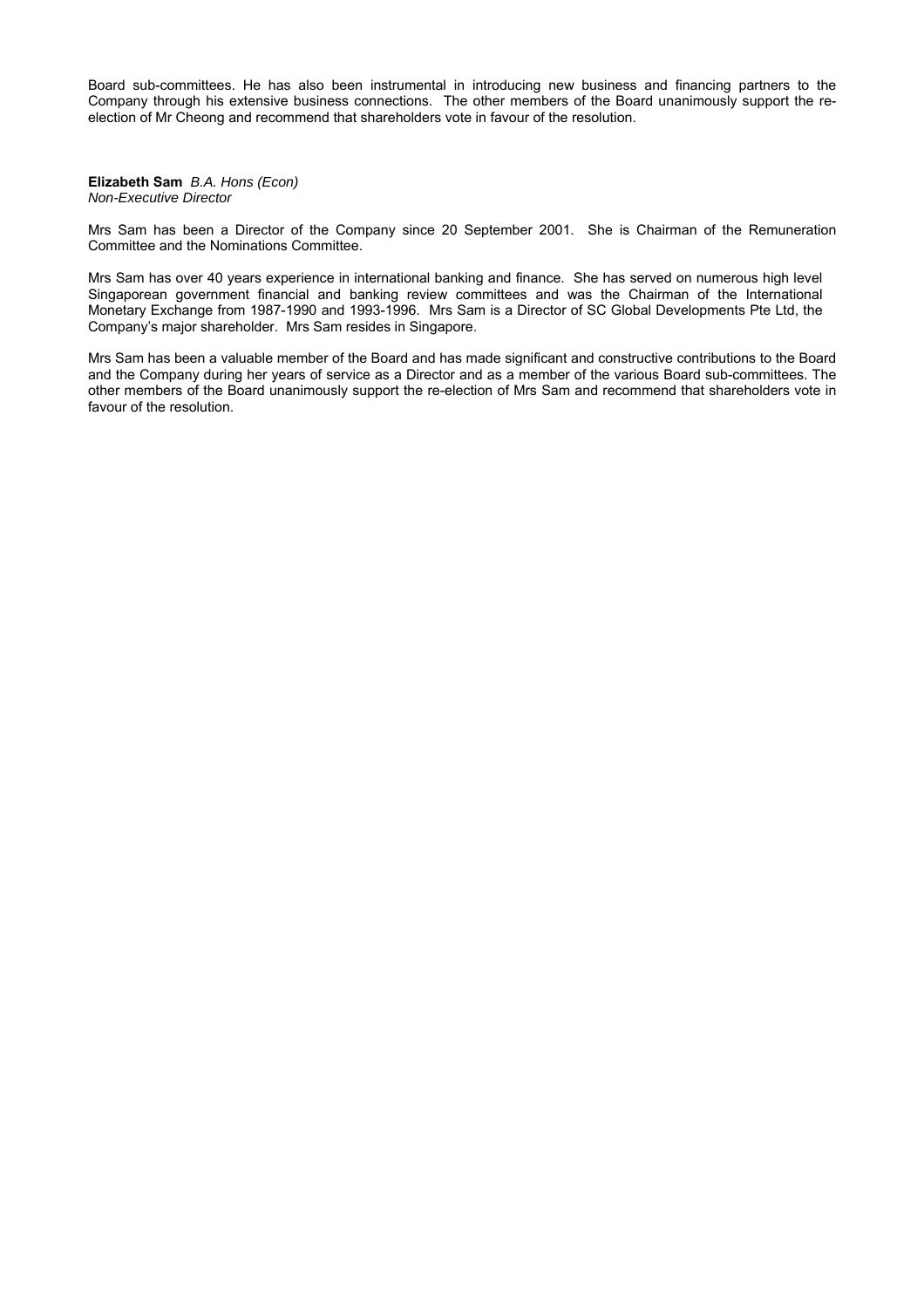Board sub-committees. He has also been instrumental in introducing new business and financing partners to the Company through his extensive business connections. The other members of the Board unanimously support the re-election of Mr Cheong and recommend that shareholders vote in favour of the resolution.

**Elizabeth Sam** *B.A. Hons (Econ)*
*Non-Executive Director*

Mrs Sam has been a Director of the Company since 20 September 2001. She is Chairman of the Remuneration Committee and the Nominations Committee.

Mrs Sam has over 40 years experience in international banking and finance. She has served on numerous high level Singaporean government financial and banking review committees and was the Chairman of the International Monetary Exchange from 1987-1990 and 1993-1996. Mrs Sam is a Director of SC Global Developments Pte Ltd, the Company's major shareholder. Mrs Sam resides in Singapore.

Mrs Sam has been a valuable member of the Board and has made significant and constructive contributions to the Board and the Company during her years of service as a Director and as a member of the various Board sub-committees. The other members of the Board unanimously support the re-election of Mrs Sam and recommend that shareholders vote in favour of the resolution.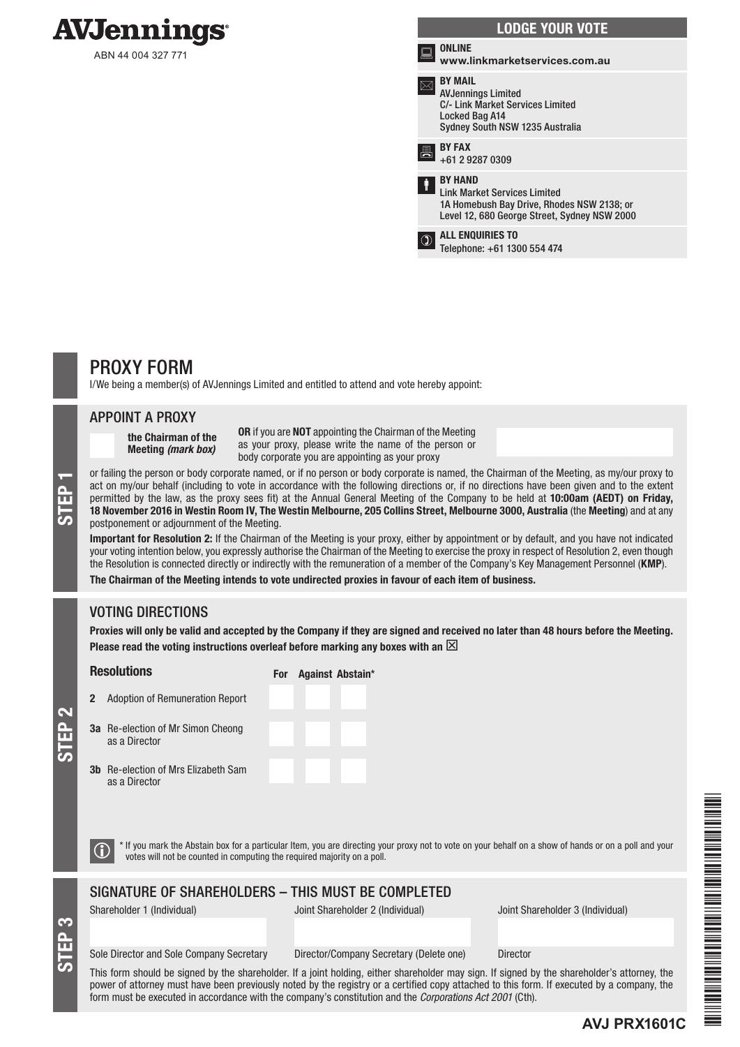# AVJennings

ABN 44 004 327 771

## LODGE YOUR VOTE

**ONLINE**
**www.linkmarketservices.com.au**

**BY MAIL**
AVJennings Limited
C/- Link Market Services Limited
Locked Bag A14
Sydney South NSW 1235 Australia

**BY FAX**
+61 2 9287 0309

**BY HAND**
Link Market Services Limited
1A Homebush Bay Drive, Rhodes NSW 2138; or
Level 12, 680 George Street, Sydney NSW 2000

**ALL ENQUIRIES TO**
Telephone: +61 1300 554 474

# PROXY FORM

I/We being a member(s) of AVJennings Limited and entitled to attend and vote hereby appoint:

## STEP 1

### APPOINT A PROXY

**the Chairman of the Meeting** ***(mark box)***

**OR** if you are **NOT** appointing the Chairman of the Meeting as your proxy, please write the name of the person or body corporate you are appointing as your proxy

or failing the person or body corporate named, or if no person or body corporate is named, the Chairman of the Meeting, as my/our proxy to act on my/our behalf (including to vote in accordance with the following directions or, if no directions have been given and to the extent permitted by the law, as the proxy sees fit) at the Annual General Meeting of the Company to be held at **10:00am (AEDT) on Friday, 18 November 2016 in Westin Room IV, The Westin Melbourne, 205 Collins Street, Melbourne 3000, Australia** (the **Meeting**) and at any postponement or adjournment of the Meeting.

**Important for Resolution 2:** If the Chairman of the Meeting is your proxy, either by appointment or by default, and you have not indicated your voting intention below, you expressly authorise the Chairman of the Meeting to exercise the proxy in respect of Resolution 2, even though the Resolution is connected directly or indirectly with the remuneration of a member of the Company's Key Management Personnel (**KMP**).

**The Chairman of the Meeting intends to vote undirected proxies in favour of each item of business.**

## STEP 2

### VOTING DIRECTIONS

**Proxies will only be valid and accepted by the Company if they are signed and received no later than 48 hours before the Meeting.**
**Please read the voting instructions overleaf before marking any boxes with an ☒**

| Resolutions | For | Against | Abstain* |
|---|---|---|---|
| **2** Adoption of Remuneration Report | | | |
| **3a** Re-election of Mr Simon Cheong as a Director | | | |
| **3b** Re-election of Mrs Elizabeth Sam as a Director | | | |

\* If you mark the Abstain box for a particular Item, you are directing your proxy not to vote on your behalf on a show of hands or on a poll and your votes will not be counted in computing the required majority on a poll.

## STEP 3

### SIGNATURE OF SHAREHOLDERS – THIS MUST BE COMPLETED

| Shareholder 1 (Individual) | Joint Shareholder 2 (Individual) | Joint Shareholder 3 (Individual) |
|---|---|---|
| | | |
| Sole Director and Sole Company Secretary | Director/Company Secretary (Delete one) | Director |

This form should be signed by the shareholder. If a joint holding, either shareholder may sign. If signed by the shareholder's attorney, the power of attorney must have been previously noted by the registry or a certified copy attached to this form. If executed by a company, the form must be executed in accordance with the company's constitution and the *Corporations Act 2001* (Cth).

**AVJ PRX1601C**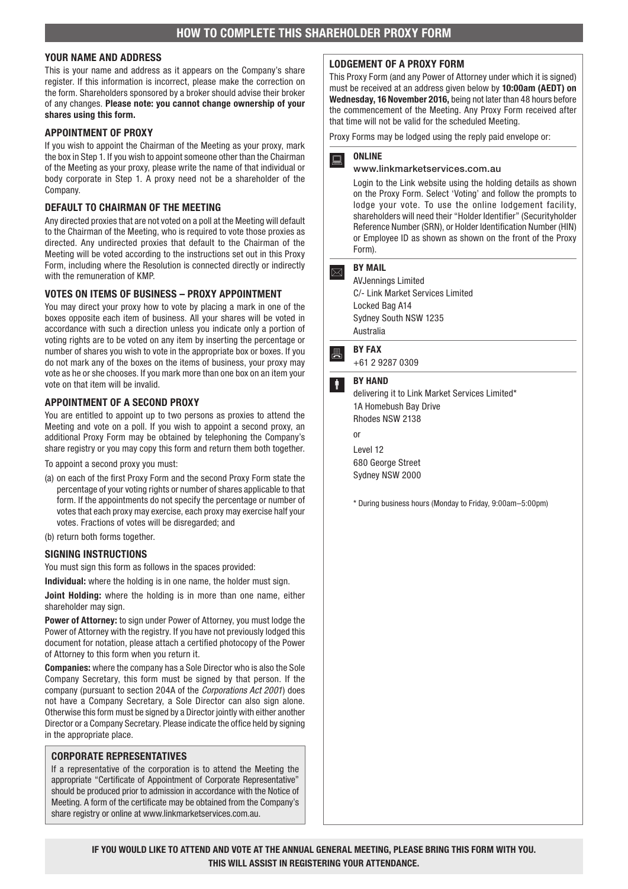# HOW TO COMPLETE THIS SHAREHOLDER PROXY FORM

### YOUR NAME AND ADDRESS

This is your name and address as it appears on the Company's share register. If this information is incorrect, please make the correction on the form. Shareholders sponsored by a broker should advise their broker of any changes. **Please note: you cannot change ownership of your shares using this form.**

### APPOINTMENT OF PROXY

If you wish to appoint the Chairman of the Meeting as your proxy, mark the box in Step 1. If you wish to appoint someone other than the Chairman of the Meeting as your proxy, please write the name of that individual or body corporate in Step 1. A proxy need not be a shareholder of the Company.

### DEFAULT TO CHAIRMAN OF THE MEETING

Any directed proxies that are not voted on a poll at the Meeting will default to the Chairman of the Meeting, who is required to vote those proxies as directed. Any undirected proxies that default to the Chairman of the Meeting will be voted according to the instructions set out in this Proxy Form, including where the Resolution is connected directly or indirectly with the remuneration of KMP.

### VOTES ON ITEMS OF BUSINESS – PROXY APPOINTMENT

You may direct your proxy how to vote by placing a mark in one of the boxes opposite each item of business. All your shares will be voted in accordance with such a direction unless you indicate only a portion of voting rights are to be voted on any item by inserting the percentage or number of shares you wish to vote in the appropriate box or boxes. If you do not mark any of the boxes on the items of business, your proxy may vote as he or she chooses. If you mark more than one box on an item your vote on that item will be invalid.

### APPOINTMENT OF A SECOND PROXY

You are entitled to appoint up to two persons as proxies to attend the Meeting and vote on a poll. If you wish to appoint a second proxy, an additional Proxy Form may be obtained by telephoning the Company's share registry or you may copy this form and return them both together.

To appoint a second proxy you must:

(a) on each of the first Proxy Form and the second Proxy Form state the percentage of your voting rights or number of shares applicable to that form. If the appointments do not specify the percentage or number of votes that each proxy may exercise, each proxy may exercise half your votes. Fractions of votes will be disregarded; and

(b) return both forms together.

### SIGNING INSTRUCTIONS

You must sign this form as follows in the spaces provided:

**Individual:** where the holding is in one name, the holder must sign.

**Joint Holding:** where the holding is in more than one name, either shareholder may sign.

**Power of Attorney:** to sign under Power of Attorney, you must lodge the Power of Attorney with the registry. If you have not previously lodged this document for notation, please attach a certified photocopy of the Power of Attorney to this form when you return it.

**Companies:** where the company has a Sole Director who is also the Sole Company Secretary, this form must be signed by that person. If the company (pursuant to section 204A of the *Corporations Act 2001*) does not have a Company Secretary, a Sole Director can also sign alone. Otherwise this form must be signed by a Director jointly with either another Director or a Company Secretary. Please indicate the office held by signing in the appropriate place.

### CORPORATE REPRESENTATIVES

If a representative of the corporation is to attend the Meeting the appropriate "Certificate of Appointment of Corporate Representative" should be produced prior to admission in accordance with the Notice of Meeting. A form of the certificate may be obtained from the Company's share registry or online at www.linkmarketservices.com.au.

### LODGEMENT OF A PROXY FORM

This Proxy Form (and any Power of Attorney under which it is signed) must be received at an address given below by **10:00am (AEDT) on Wednesday, 16 November 2016,** being not later than 48 hours before the commencement of the Meeting. Any Proxy Form received after that time will not be valid for the scheduled Meeting.

Proxy Forms may be lodged using the reply paid envelope or:

**ONLINE**

www.linkmarketservices.com.au

Login to the Link website using the holding details as shown on the Proxy Form. Select 'Voting' and follow the prompts to lodge your vote. To use the online lodgement facility, shareholders will need their "Holder Identifier" (Securityholder Reference Number (SRN), or Holder Identification Number (HIN) or Employee ID as shown as shown on the front of the Proxy Form).

**BY MAIL**

AVJennings Limited
C/- Link Market Services Limited
Locked Bag A14
Sydney South NSW 1235
Australia

**BY FAX**

+61 2 9287 0309

**BY HAND**

delivering it to Link Market Services Limited*
1A Homebush Bay Drive
Rhodes NSW 2138

or

Level 12
680 George Street
Sydney NSW 2000

\* During business hours (Monday to Friday, 9:00am–5:00pm)

**IF YOU WOULD LIKE TO ATTEND AND VOTE AT THE ANNUAL GENERAL MEETING, PLEASE BRING THIS FORM WITH YOU. THIS WILL ASSIST IN REGISTERING YOUR ATTENDANCE.**